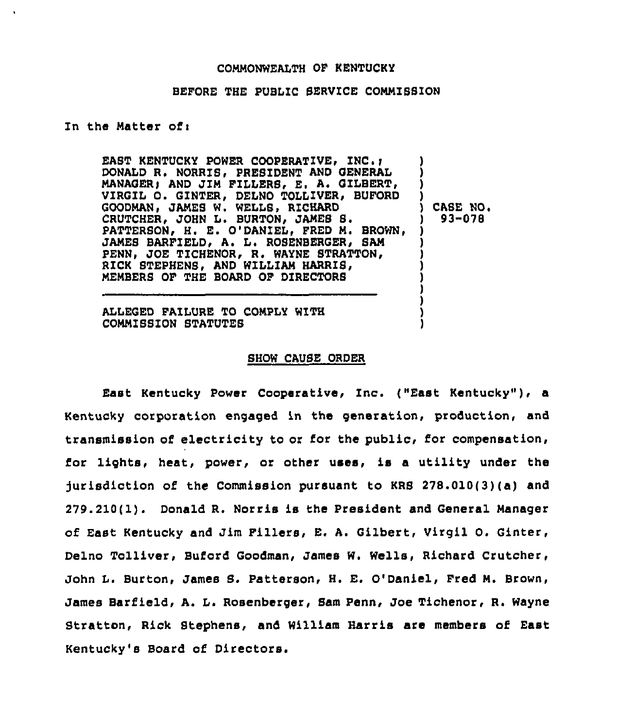COMMONWEALTH OF KENTUCKY

BEFORE THE PUBLIC SERVICE COMMISSION

In the Matter of:

| | |
|---|---|
| EAST KENTUCKY POWER COOPERATIVE, INC.; DONALD R. NORRIS, PRESIDENT AND GENERAL MANAGER; AND JIM FILLERS, E. A. GILBERT, VIRGIL O. GINTER, DELNO TOLLIVER, BUFORD GOODMAN, JAMES W. WELLS, RICHARD CRUTCHER, JOHN L. BURTON, JAMES S. PATTERSON, H. E. O'DANIEL, FRED M. BROWN, JAMES BARFIELD, A. L. ROSENBERGER, SAM PENN, JOE TICHENOR, R. WAYNE STRATTON, RICK STEPHENS, AND WILLIAM HARRIS, MEMBERS OF THE BOARD OF DIRECTORS<br><br>ALLEGED FAILURE TO COMPLY WITH COMMISSION STATUTES | CASE NO. 93-078 |

## SHOW CAUSE ORDER

East Kentucky Power Cooperative, Inc. ("East Kentucky"), a Kentucky corporation engaged in the generation, production, and transmission of electricity to or for the public, for compensation, for lights, heat, power, or other uses, is a utility under the jurisdiction of the Commission pursuant to KRS 278.010(3)(a) and 279.210(1). Donald R. Norris is the President and General Manager of East Kentucky and Jim Fillers, E. A. Gilbert, Virgil O. Ginter, Delno Tolliver, Buford Goodman, James W. Wells, Richard Crutcher, John L. Burton, James S. Patterson, H. E. O'Daniel, Fred M. Brown, James Barfield, A. L. Rosenberger, Sam Penn, Joe Tichenor, R. Wayne Stratton, Rick Stephens, and William Harris are members of East Kentucky's Board of Directors.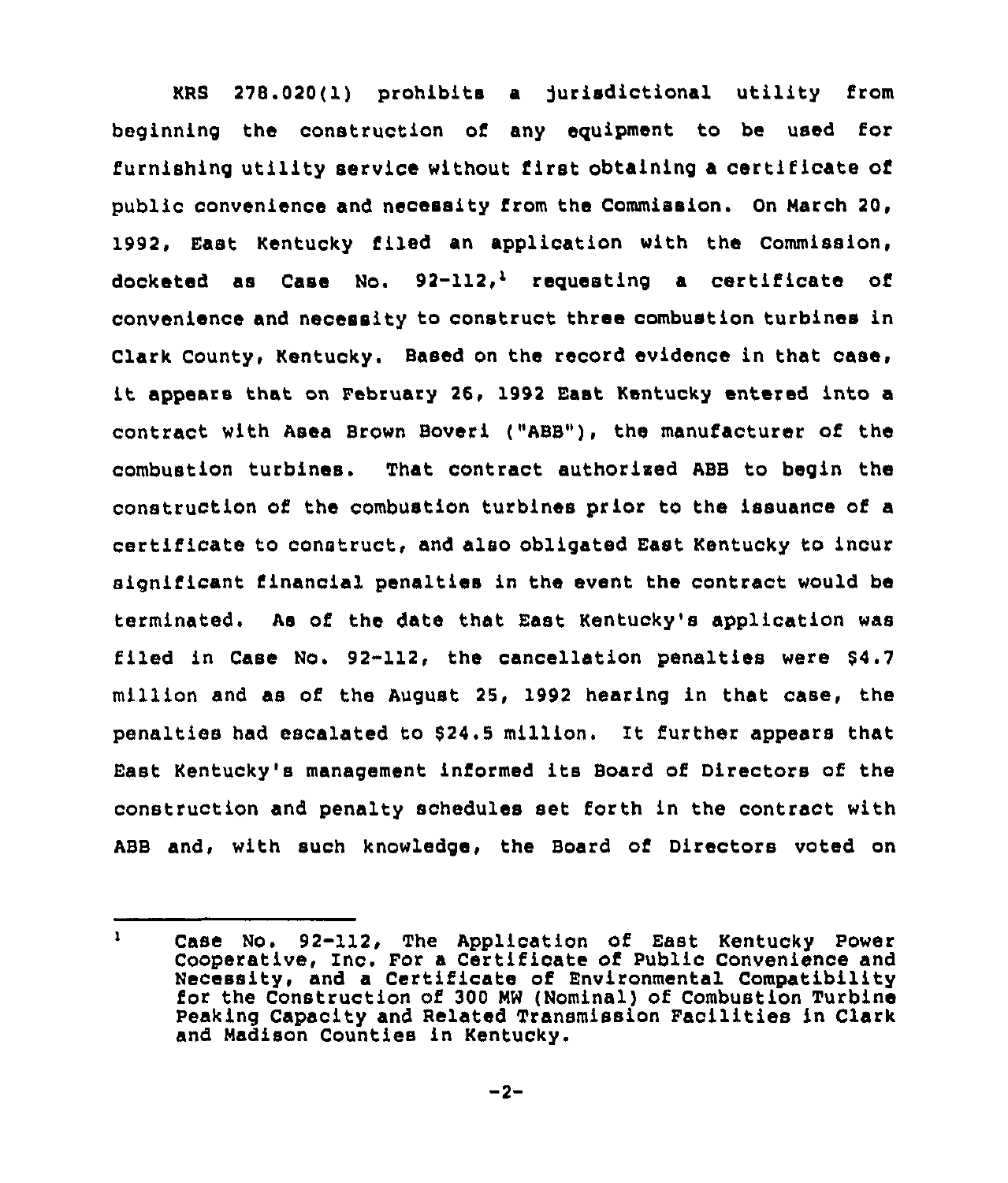KRS 278.020(1) prohibits a jurisdictional utility from beginning the construction of any equipment to be used for furnishing utility service without first obtaining a certificate of public convenience and necessity from the Commission. On March 20, 1992, East Kentucky filed an application with the Commission, docketed as Case No. 92-112,[1] requesting a certificate of convenience and necessity to construct three combustion turbines in Clark County, Kentucky. Based on the record evidence in that case, it appears that on February 26, 1992 East Kentucky entered into a contract with Asea Brown Boveri ("ABB"), the manufacturer of the combustion turbines. That contract authorized ABB to begin the construction of the combustion turbines prior to the issuance of a certificate to construct, and also obligated East Kentucky to incur significant financial penalties in the event the contract would be terminated. As of the date that East Kentucky's application was filed in Case No. 92-112, the cancellation penalties were $4.7 million and as of the August 25, 1992 hearing in that case, the penalties had escalated to $24.5 million. It further appears that East Kentucky's management informed its Board of Directors of the construction and penalty schedules set forth in the contract with ABB and, with such knowledge, the Board of Directors voted on

---

[1] Case No. 92-112, The Application of East Kentucky Power Cooperative, Inc. For a Certificate of Public Convenience and Necessity, and a Certificate of Environmental Compatibility for the Construction of 300 MW (Nominal) of Combustion Turbine Peaking Capacity and Related Transmission Facilities in Clark and Madison Counties in Kentucky.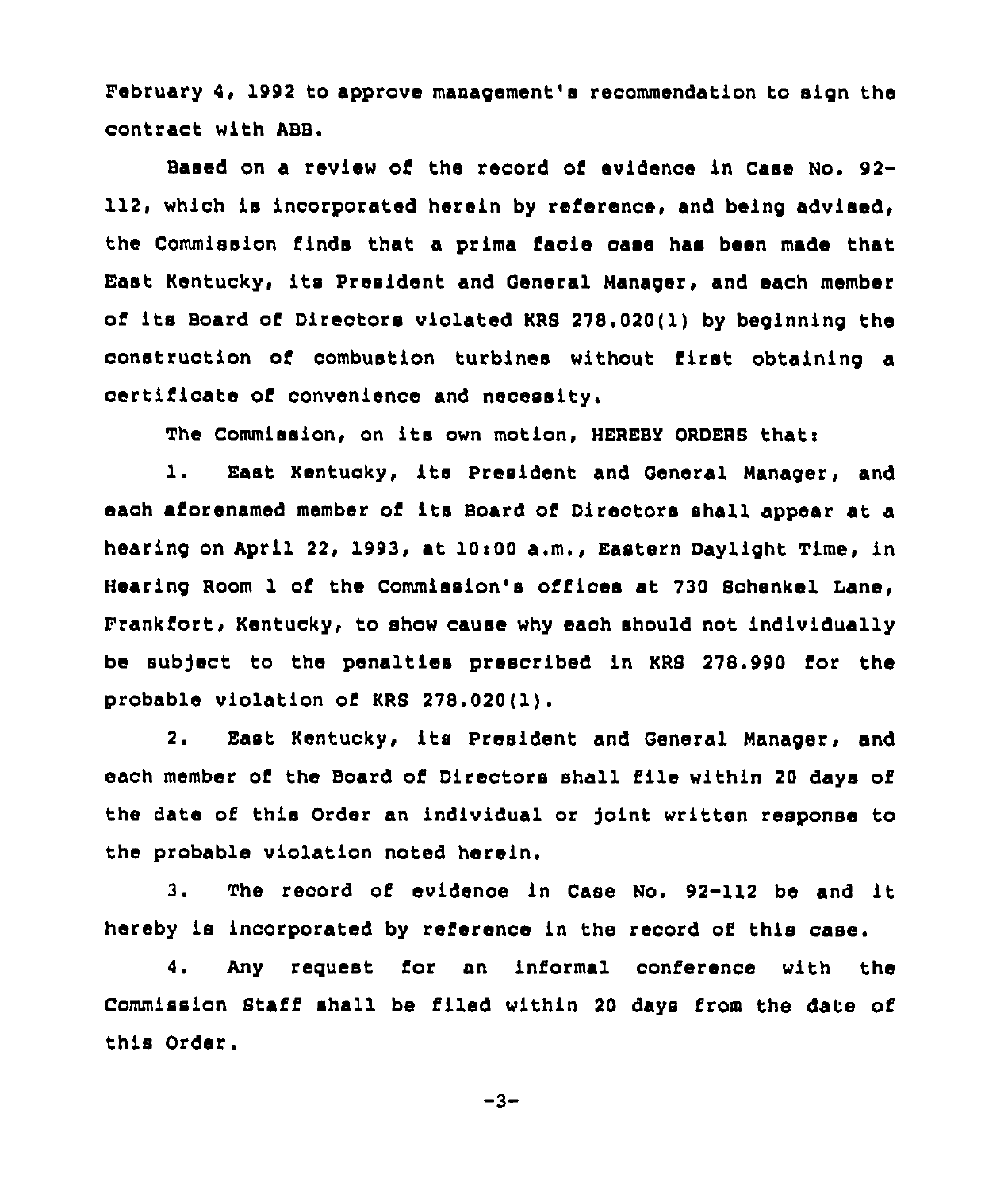February 4, 1992 to approve management's recommendation to sign the contract with ABB.

Based on a review of the record of evidence in Case No. 92-112, which is incorporated herein by reference, and being advised, the Commission finds that a prima facie case has been made that East Kentucky, its President and General Manager, and each member of its Board of Directors violated KRS 278.020(1) by beginning the construction of combustion turbines without first obtaining a certificate of convenience and necessity.

The Commission, on its own motion, HEREBY ORDERS that:

1. East Kentucky, its President and General Manager, and each aforenamed member of its Board of Directors shall appear at a hearing on April 22, 1993, at 10:00 a.m., Eastern Daylight Time, in Hearing Room 1 of the Commission's offices at 730 Schenkel Lane, Frankfort, Kentucky, to show cause why each should not individually be subject to the penalties prescribed in KRS 278.990 for the probable violation of KRS 278.020(1).

2. East Kentucky, its President and General Manager, and each member of the Board of Directors shall file within 20 days of the date of this Order an individual or joint written response to the probable violation noted herein.

3. The record of evidence in Case No. 92-112 be and it hereby is incorporated by reference in the record of this case.

4. Any request for an informal conference with the Commission Staff shall be filed within 20 days from the date of this Order.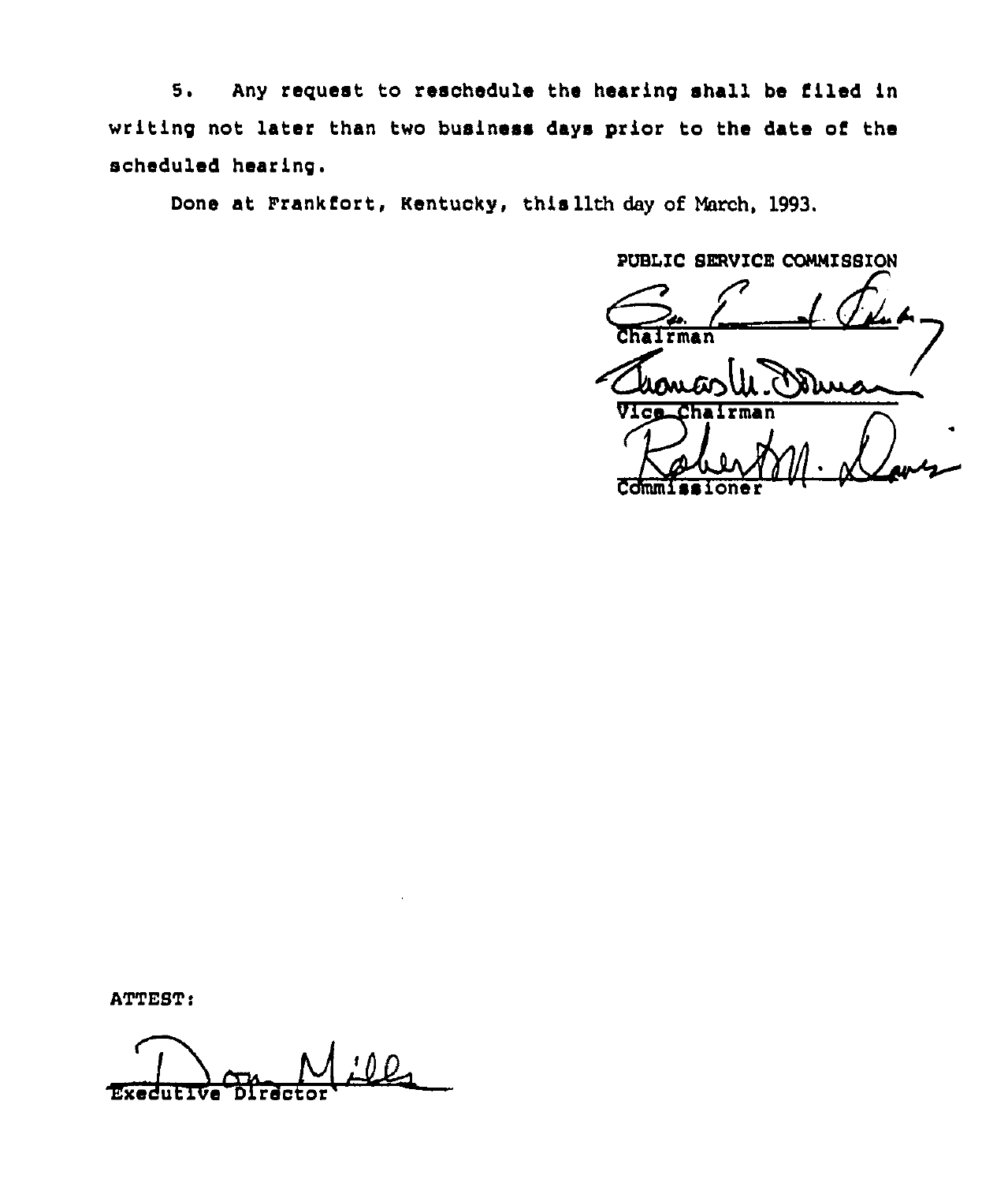5. Any request to reschedule the hearing shall be filed in writing not later than two business days prior to the date of the scheduled hearing.

Done at Frankfort, Kentucky, this 11th day of March, 1993.

PUBLIC SERVICE COMMISSION

Chairman

Vice Chairman

Commissioner

ATTEST:

Executive Director